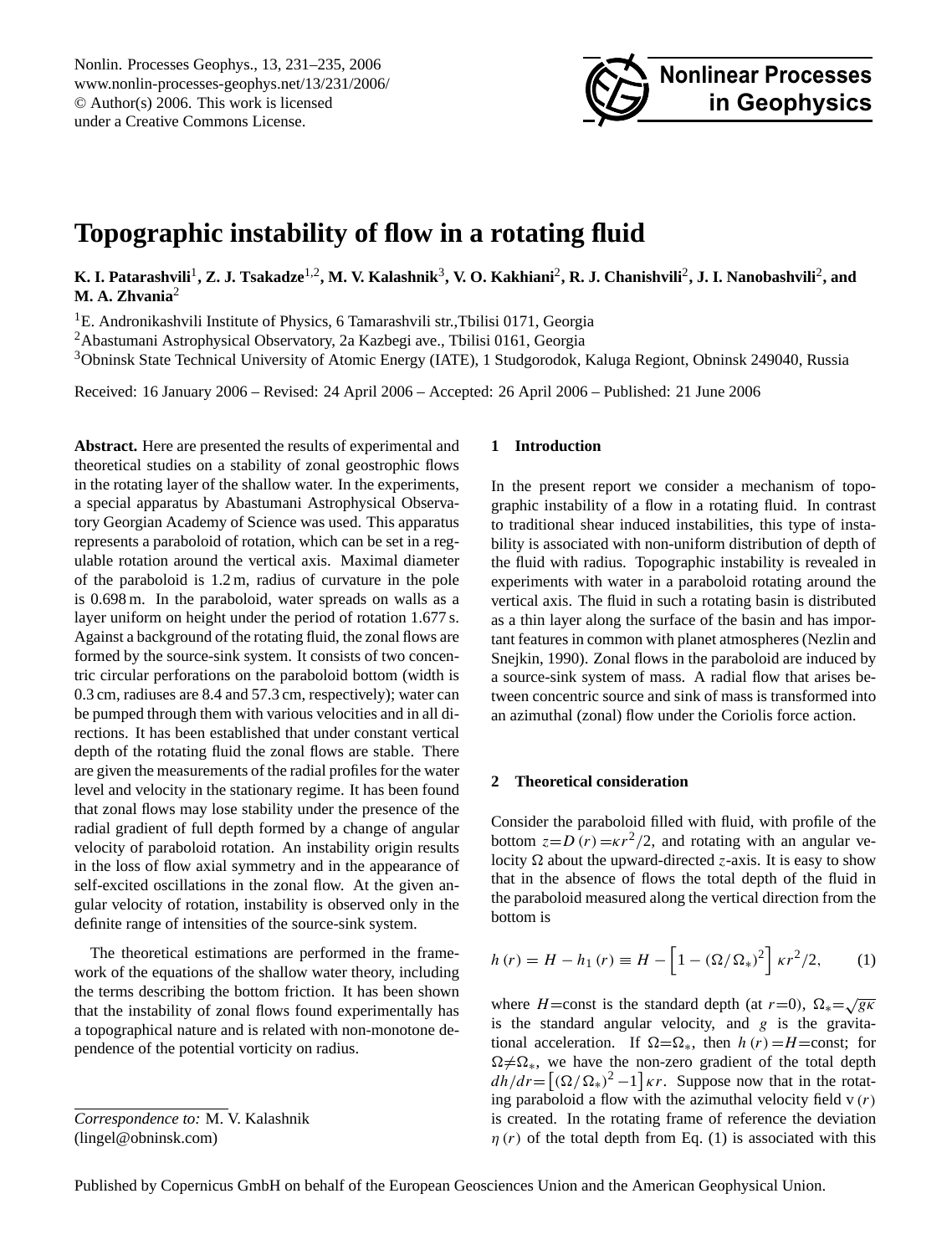# Topographic instability of flow in a rotating fluid

**K. I. Patarashvili[1], Z. J. Tsakadze[1,2], M. V. Kalashnik[3], V. O. Kakhiani[2], R. J. Chanishvili[2], J. I. Nanobashvili[2], and M. A. Zhvania[2]**

[1]E. Andronikashvili Institute of Physics, 6 Tamarashvili str.,Tbilisi 0171, Georgia
[2]Abastumani Astrophysical Observatory, 2a Kazbegi ave., Tbilisi 0161, Georgia
[3]Obninsk State Technical University of Atomic Energy (IATE), 1 Studgorodok, Kaluga Regiont, Obninsk 249040, Russia

Received: 16 January 2006 – Revised: 24 April 2006 – Accepted: 26 April 2006 – Published: 21 June 2006

**Abstract.** Here are presented the results of experimental and theoretical studies on a stability of zonal geostrophic flows in the rotating layer of the shallow water. In the experiments, a special apparatus by Abastumani Astrophysical Observatory Georgian Academy of Science was used. This apparatus represents a paraboloid of rotation, which can be set in a regulable rotation around the vertical axis. Maximal diameter of the paraboloid is 1.2 m, radius of curvature in the pole is 0.698 m. In the paraboloid, water spreads on walls as a layer uniform on height under the period of rotation 1.677 s. Against a background of the rotating fluid, the zonal flows are formed by the source-sink system. It consists of two concentric circular perforations on the paraboloid bottom (width is 0.3 cm, radiuses are 8.4 and 57.3 cm, respectively); water can be pumped through them with various velocities and in all directions. It has been established that under constant vertical depth of the rotating fluid the zonal flows are stable. There are given the measurements of the radial profiles for the water level and velocity in the stationary regime. It has been found that zonal flows may lose stability under the presence of the radial gradient of full depth formed by a change of angular velocity of paraboloid rotation. An instability origin results in the loss of flow axial symmetry and in the appearance of self-excited oscillations in the zonal flow. At the given angular velocity of rotation, instability is observed only in the definite range of intensities of the source-sink system.

The theoretical estimations are performed in the framework of the equations of the shallow water theory, including the terms describing the bottom friction. It has been shown that the instability of zonal flows found experimentally has a topographical nature and is related with non-monotone dependence of the potential vorticity on radius.

*Correspondence to:* M. V. Kalashnik (lingel@obninsk.com)

## 1 Introduction

In the present report we consider a mechanism of topographic instability of a flow in a rotating fluid. In contrast to traditional shear induced instabilities, this type of instability is associated with non-uniform distribution of depth of the fluid with radius. Topographic instability is revealed in experiments with water in a paraboloid rotating around the vertical axis. The fluid in such a rotating basin is distributed as a thin layer along the surface of the basin and has important features in common with planet atmospheres (Nezlin and Snejkin, 1990). Zonal flows in the paraboloid are induced by a source-sink system of mass. A radial flow that arises between concentric source and sink of mass is transformed into an azimuthal (zonal) flow under the Coriolis force action.

## 2 Theoretical consideration

Consider the paraboloid filled with fluid, with profile of the bottom $z = D(r) = \kappa r^2/2$, and rotating with an angular velocity $\Omega$ about the upward-directed $z$-axis. It is easy to show that in the absence of flows the total depth of the fluid in the paraboloid measured along the vertical direction from the bottom is

$$h(r) = H - h_1(r) \equiv H - \left[1 - (\Omega/\Omega_*)^2\right] \kappa r^2/2, \qquad (1)$$

where $H$=const is the standard depth (at $r$=0), $\Omega_* = \sqrt{g\kappa}$ is the standard angular velocity, and $g$ is the gravitational acceleration. If $\Omega = \Omega_*$, then $h(r) = H$=const; for $\Omega \neq \Omega_*$, we have the non-zero gradient of the total depth $dh/dr = \left[(\Omega/\Omega_*)^2 - 1\right] \kappa r$. Suppose now that in the rotating paraboloid a flow with the azimuthal velocity field $v(r)$ is created. In the rotating frame of reference the deviation $\eta(r)$ of the total depth from Eq. (1) is associated with this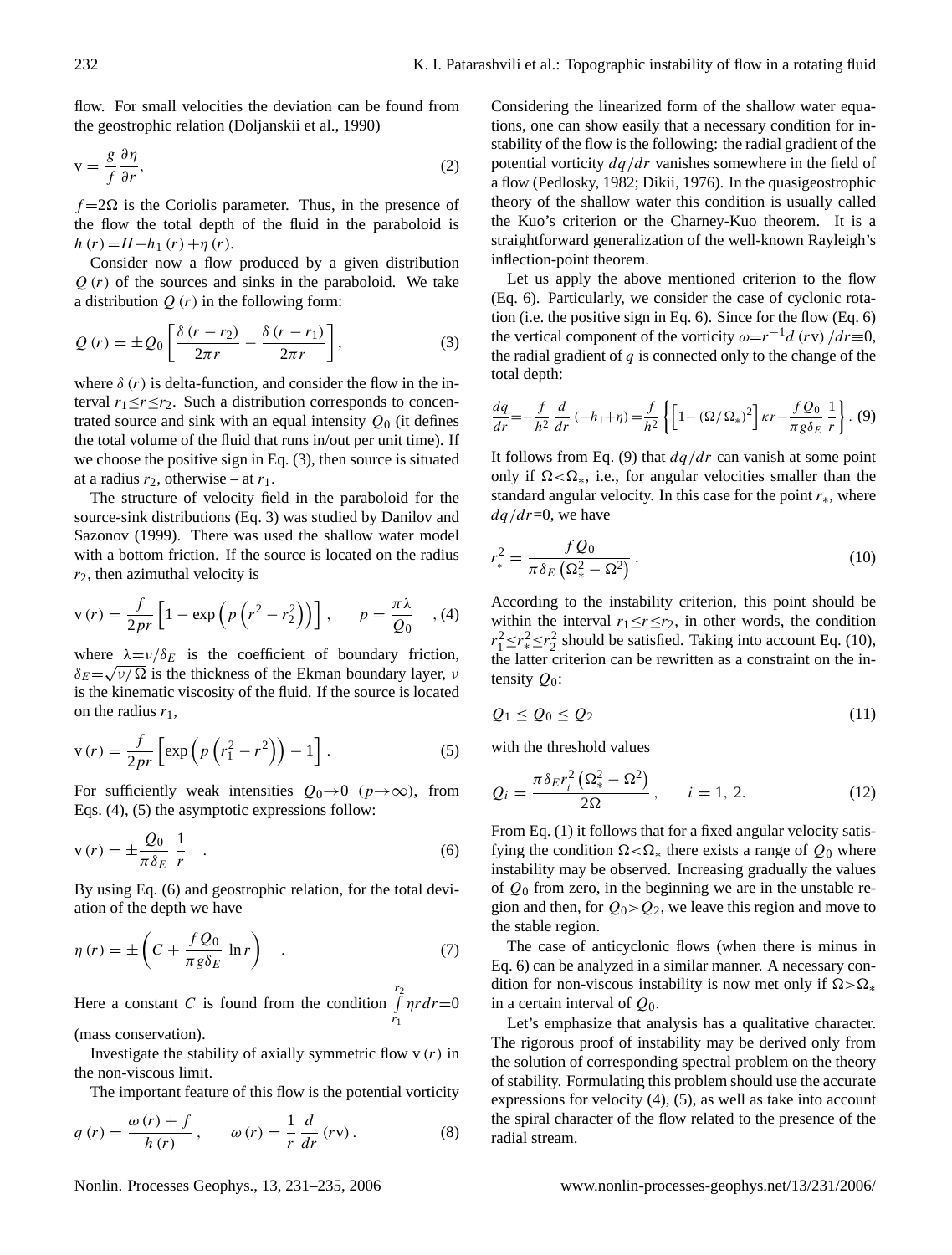flow. For small velocities the deviation can be found from the geostrophic relation (Doljanskii et al., 1990)

$$\mathrm{v} = \frac{g}{f}\frac{\partial \eta}{\partial r}, \tag{2}$$

$f=2\Omega$ is the Coriolis parameter. Thus, in the presence of the flow the total depth of the fluid in the paraboloid is $h(r)=H-h_1(r)+\eta(r)$.

Consider now a flow produced by a given distribution $Q(r)$ of the sources and sinks in the paraboloid. We take a distribution $Q(r)$ in the following form:

$$Q(r) = \pm Q_0\left[\frac{\delta(r-r_2)}{2\pi r} - \frac{\delta(r-r_1)}{2\pi r}\right], \tag{3}$$

where $\delta(r)$ is delta-function, and consider the flow in the interval $r_1 \le r \le r_2$. Such a distribution corresponds to concentrated source and sink with an equal intensity $Q_0$ (it defines the total volume of the fluid that runs in/out per unit time). If we choose the positive sign in Eq. (3), then source is situated at a radius $r_2$, otherwise – at $r_1$.

The structure of velocity field in the paraboloid for the source-sink distributions (Eq. 3) was studied by Danilov and Sazonov (1999). There was used the shallow water model with a bottom friction. If the source is located on the radius $r_2$, then azimuthal velocity is

$$\mathrm{v}(r) = \frac{f}{2pr}\left[1-\exp\left(p\left(r^2-r_2^2\right)\right)\right], \qquad p=\frac{\pi\lambda}{Q_0}, \tag{4}$$

where $\lambda=\nu/\delta_E$ is the coefficient of boundary friction, $\delta_E=\sqrt{\nu/\Omega}$ is the thickness of the Ekman boundary layer, $\nu$ is the kinematic viscosity of the fluid. If the source is located on the radius $r_1$,

$$\mathrm{v}(r) = \frac{f}{2pr}\left[\exp\left(p\left(r_1^2-r^2\right)\right)-1\right]. \tag{5}$$

For sufficiently weak intensities $Q_0 \to 0$ $(p\to\infty)$, from Eqs. (4), (5) the asymptotic expressions follow:

$$\mathrm{v}(r) = \pm\frac{Q_0}{\pi\delta_E}\,\frac{1}{r}. \tag{6}$$

By using Eq. (6) and geostrophic relation, for the total deviation of the depth we have

$$\eta(r) = \pm\left(C + \frac{fQ_0}{\pi g\delta_E}\ln r\right). \tag{7}$$

Here a constant $C$ is found from the condition $\int_{r_1}^{r_2}\eta r\,dr=0$ (mass conservation).

Investigate the stability of axially symmetric flow $\mathrm{v}(r)$ in the non-viscous limit.

The important feature of this flow is the potential vorticity

$$q(r) = \frac{\omega(r)+f}{h(r)}, \qquad \omega(r) = \frac{1}{r}\frac{d}{dr}(r\mathrm{v}). \tag{8}$$

Considering the linearized form of the shallow water equations, one can show easily that a necessary condition for instability of the flow is the following: the radial gradient of the potential vorticity $dq/dr$ vanishes somewhere in the field of a flow (Pedlosky, 1982; Dikii, 1976). In the quasigeostrophic theory of the shallow water this condition is usually called the Kuo's criterion or the Charney-Kuo theorem. It is a straightforward generalization of the well-known Rayleigh's inflection-point theorem.

Let us apply the above mentioned criterion to the flow (Eq. 6). Particularly, we consider the case of cyclonic rotation (i.e. the positive sign in Eq. 6). Since for the flow (Eq. 6) the vertical component of the vorticity $\omega=r^{-1}d(r\mathrm{v})/dr\equiv 0$, the radial gradient of $q$ is connected only to the change of the total depth:

$$\frac{dq}{dr}=-\frac{f}{h^2}\frac{d}{dr}(-h_1+\eta)=\frac{f}{h^2}\left\{\left[1-(\Omega/\Omega_*)^2\right]\kappa r-\frac{fQ_0}{\pi g\delta_E}\,\frac{1}{r}\right\}. \tag{9}$$

It follows from Eq. (9) that $dq/dr$ can vanish at some point only if $\Omega<\Omega_*$, i.e., for angular velocities smaller than the standard angular velocity. In this case for the point $r_*$, where $dq/dr=0$, we have

$$r_*^2 = \frac{fQ_0}{\pi\delta_E\left(\Omega_*^2-\Omega^2\right)}. \tag{10}$$

According to the instability criterion, this point should be within the interval $r_1\le r\le r_2$, in other words, the condition $r_1^2\le r_*^2\le r_2^2$ should be satisfied. Taking into account Eq. (10), the latter criterion can be rewritten as a constraint on the intensity $Q_0$:

$$Q_1 \le Q_0 \le Q_2 \tag{11}$$

with the threshold values

$$Q_i = \frac{\pi\delta_E r_i^2\left(\Omega_*^2-\Omega^2\right)}{2\Omega}, \qquad i=1,\,2. \tag{12}$$

From Eq. (1) it follows that for a fixed angular velocity satisfying the condition $\Omega<\Omega_*$ there exists a range of $Q_0$ where instability may be observed. Increasing gradually the values of $Q_0$ from zero, in the beginning we are in the unstable region and then, for $Q_0>Q_2$, we leave this region and move to the stable region.

The case of anticyclonic flows (when there is minus in Eq. 6) can be analyzed in a similar manner. A necessary condition for non-viscous instability is now met only if $\Omega>\Omega_*$ in a certain interval of $Q_0$.

Let's emphasize that analysis has a qualitative character. The rigorous proof of instability may be derived only from the solution of corresponding spectral problem on the theory of stability. Formulating this problem should use the accurate expressions for velocity (4), (5), as well as take into account the spiral character of the flow related to the presence of the radial stream.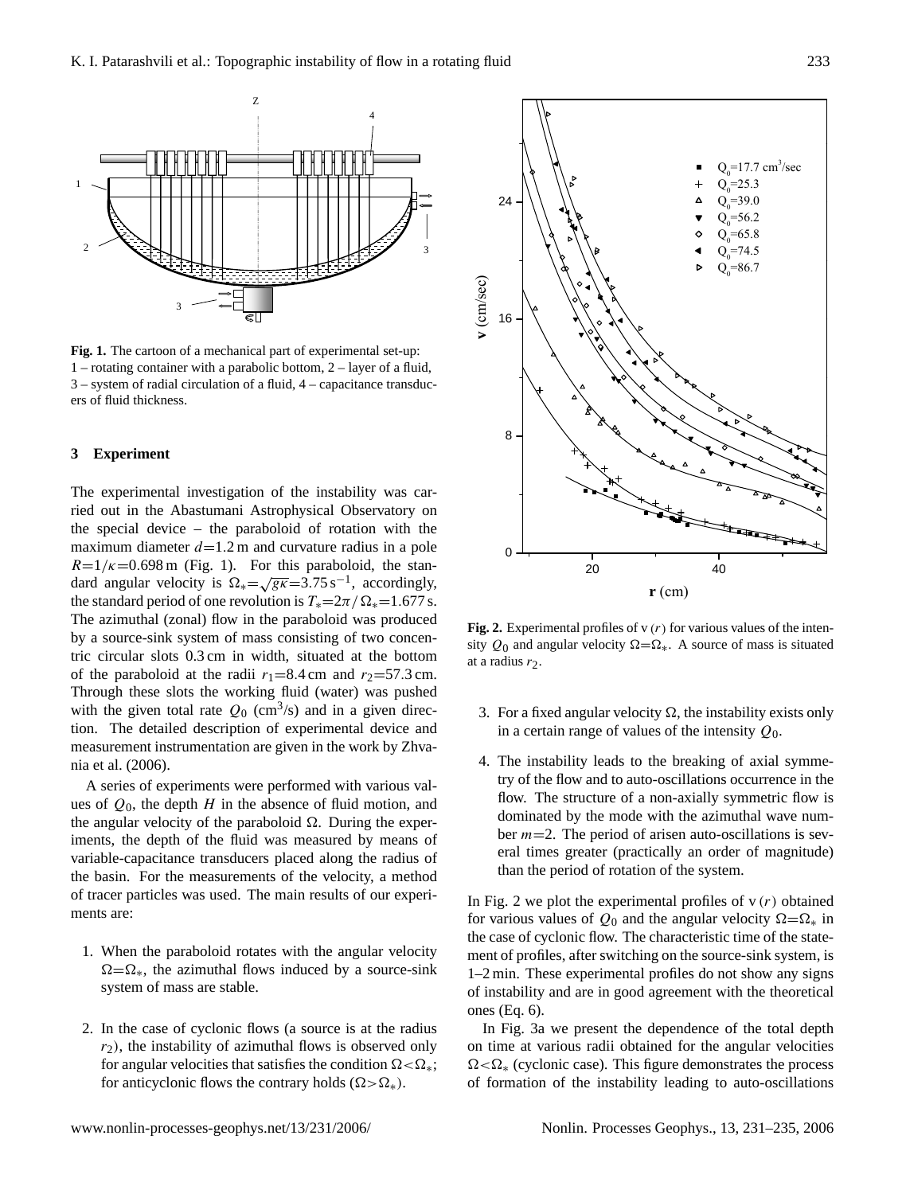**Fig. 1.** The cartoon of a mechanical part of experimental set-up: 1 – rotating container with a parabolic bottom, 2 – layer of a fluid, 3 – system of radial circulation of a fluid, 4 – capacitance transducers of fluid thickness.

## 3 Experiment

The experimental investigation of the instability was carried out in the Abastumani Astrophysical Observatory on the special device – the paraboloid of rotation with the maximum diameter $d$=1.2 m and curvature radius in a pole $R=1/\kappa$=0.698 m (Fig. 1). For this paraboloid, the standard angular velocity is $\Omega_*=\sqrt{g\kappa}$=3.75 s$^{-1}$, accordingly, the standard period of one revolution is $T_*=2\pi/\Omega_*$=1.677 s. The azimuthal (zonal) flow in the paraboloid was produced by a source-sink system of mass consisting of two concentric circular slots 0.3 cm in width, situated at the bottom of the paraboloid at the radii $r_1$=8.4 cm and $r_2$=57.3 cm. Through these slots the working fluid (water) was pushed with the given total rate $Q_0$ (cm$^3$/s) and in a given direction. The detailed description of experimental device and measurement instrumentation are given in the work by Zhvania et al. (2006).

A series of experiments were performed with various values of $Q_0$, the depth $H$ in the absence of fluid motion, and the angular velocity of the paraboloid $\Omega$. During the experiments, the depth of the fluid was measured by means of variable-capacitance transducers placed along the radius of the basin. For the measurements of the velocity, a method of tracer particles was used. The main results of our experiments are:

1. When the paraboloid rotates with the angular velocity $\Omega=\Omega_*$, the azimuthal flows induced by a source-sink system of mass are stable.

2. In the case of cyclonic flows (a source is at the radius $r_2$), the instability of azimuthal flows is observed only for angular velocities that satisfies the condition $\Omega<\Omega_*$; for anticyclonic flows the contrary holds ($\Omega>\Omega_*$).

3. For a fixed angular velocity $\Omega$, the instability exists only in a certain range of values of the intensity $Q_0$.

4. The instability leads to the breaking of axial symmetry of the flow and to auto-oscillations occurrence in the flow. The structure of a non-axially symmetric flow is dominated by the mode with the azimuthal wave number $m$=2. The period of arisen auto-oscillations is several times greater (practically an order of magnitude) than the period of rotation of the system.

**Fig. 2.** Experimental profiles of $\mathrm{v}\,(r)$ for various values of the intensity $Q_0$ and angular velocity $\Omega=\Omega_*$. A source of mass is situated at a radius $r_2$.

In Fig. 2 we plot the experimental profiles of $\mathrm{v}\,(r)$ obtained for various values of $Q_0$ and the angular velocity $\Omega=\Omega_*$ in the case of cyclonic flow. The characteristic time of the statement of profiles, after switching on the source-sink system, is 1–2 min. These experimental profiles do not show any signs of instability and are in good agreement with the theoretical ones (Eq. 6).

In Fig. 3a we present the dependence of the total depth on time at various radii obtained for the angular velocities $\Omega<\Omega_*$ (cyclonic case). This figure demonstrates the process of formation of the instability leading to auto-oscillations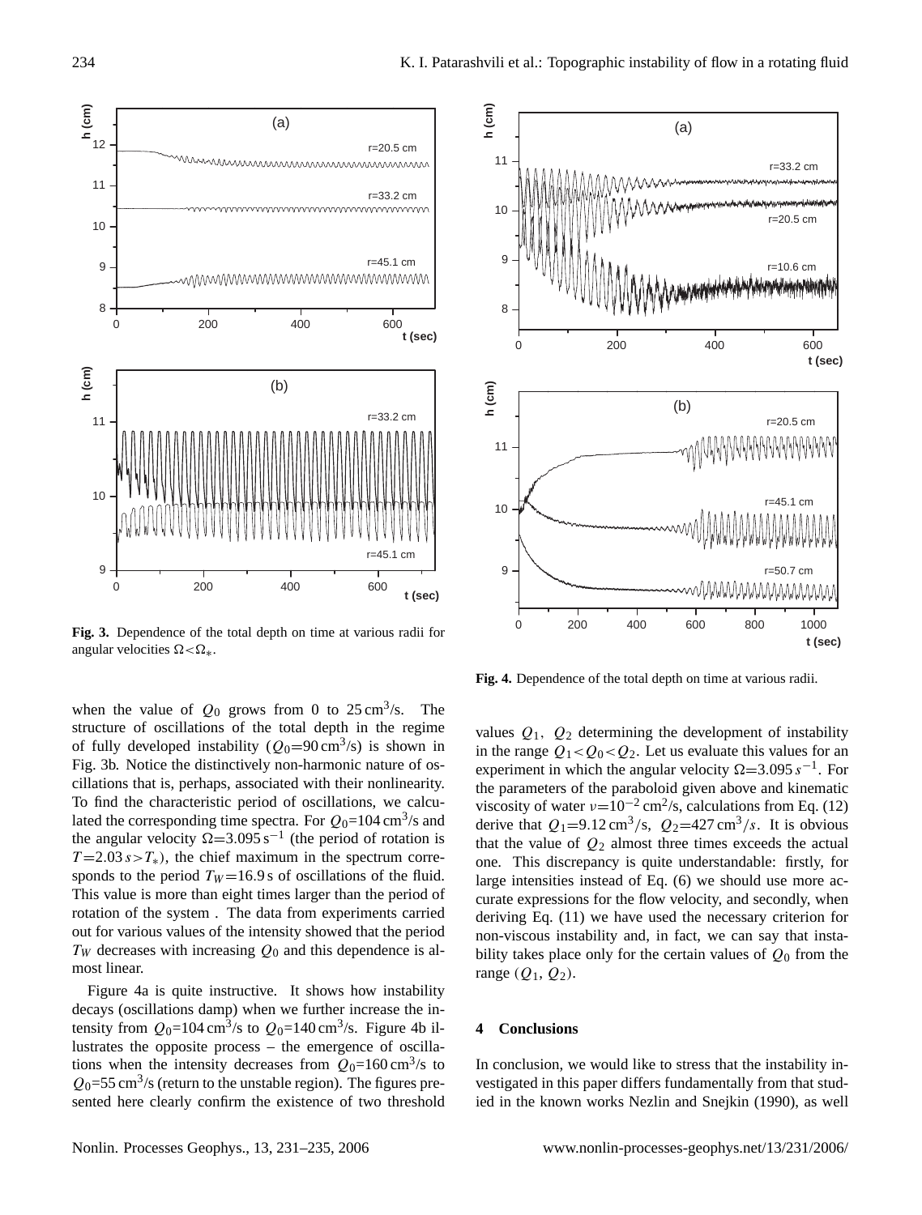**Fig. 3.** Dependence of the total depth on time at various radii for angular velocities $\Omega < \Omega_*$.

**Fig. 4.** Dependence of the total depth on time at various radii.

when the value of $Q_0$ grows from 0 to 25 cm$^3$/s. The structure of oscillations of the total depth in the regime of fully developed instability ($Q_0$=90 cm$^3$/s) is shown in Fig. 3b. Notice the distinctively non-harmonic nature of oscillations that is, perhaps, associated with their nonlinearity. To find the characteristic period of oscillations, we calculated the corresponding time spectra. For $Q_0$=104 cm$^3$/s and the angular velocity $\Omega$=3.095 s$^{-1}$ (the period of rotation is $T$=2.03 $s > T_*$), the chief maximum in the spectrum corresponds to the period $T_W$=16.9 s of oscillations of the fluid. This value is more than eight times larger than the period of rotation of the system . The data from experiments carried out for various values of the intensity showed that the period $T_W$ decreases with increasing $Q_0$ and this dependence is almost linear.

Figure 4a is quite instructive. It shows how instability decays (oscillations damp) when we further increase the intensity from $Q_0$=104 cm$^3$/s to $Q_0$=140 cm$^3$/s. Figure 4b illustrates the opposite process – the emergence of oscillations when the intensity decreases from $Q_0$=160 cm$^3$/s to $Q_0$=55 cm$^3$/s (return to the unstable region). The figures presented here clearly confirm the existence of two threshold values $Q_1$, $Q_2$ determining the development of instability in the range $Q_1 < Q_0 < Q_2$. Let us evaluate this values for an experiment in which the angular velocity $\Omega$=3.095 $s^{-1}$. For the parameters of the paraboloid given above and kinematic viscosity of water $\nu$=10$^{-2}$ cm$^2$/s, calculations from Eq. (12) derive that $Q_1$=9.12 cm$^3$/s, $Q_2$=427 cm$^3$/$s$. It is obvious that the value of $Q_2$ almost three times exceeds the actual one. This discrepancy is quite understandable: firstly, for large intensities instead of Eq. (6) we should use more accurate expressions for the flow velocity, and secondly, when deriving Eq. (11) we have used the necessary criterion for non-viscous instability and, in fact, we can say that instability takes place only for the certain values of $Q_0$ from the range ($Q_1$, $Q_2$).

## 4 Conclusions

In conclusion, we would like to stress that the instability investigated in this paper differs fundamentally from that studied in the known works Nezlin and Snejkin (1990), as well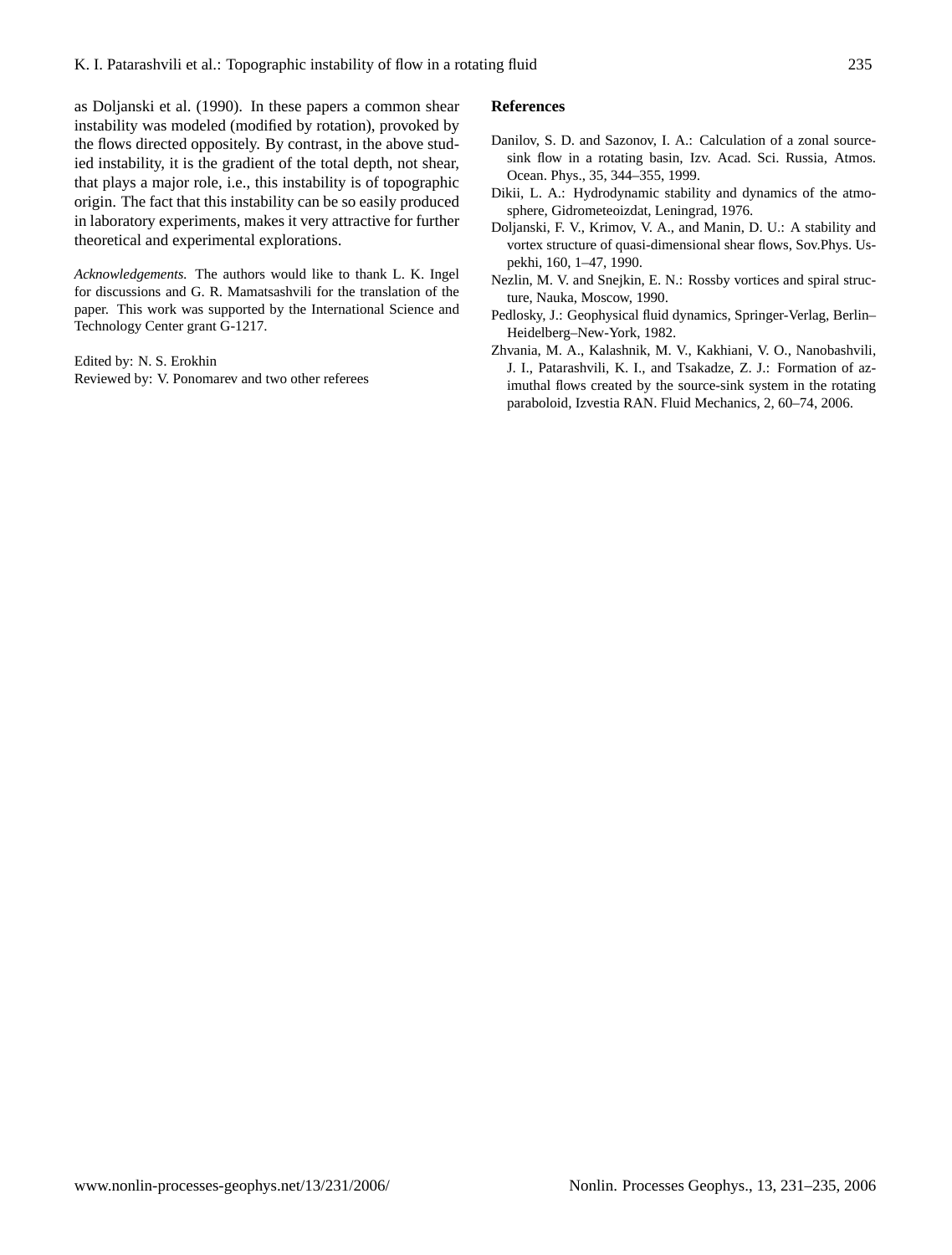as Doljanski et al. (1990). In these papers a common shear instability was modeled (modified by rotation), provoked by the flows directed oppositely. By contrast, in the above studied instability, it is the gradient of the total depth, not shear, that plays a major role, i.e., this instability is of topographic origin. The fact that this instability can be so easily produced in laboratory experiments, makes it very attractive for further theoretical and experimental explorations.

*Acknowledgements.* The authors would like to thank L. K. Ingel for discussions and G. R. Mamatsashvili for the translation of the paper. This work was supported by the International Science and Technology Center grant G-1217.

Edited by: N. S. Erokhin
Reviewed by: V. Ponomarev and two other referees

## References

Danilov, S. D. and Sazonov, I. A.: Calculation of a zonal source-sink flow in a rotating basin, Izv. Acad. Sci. Russia, Atmos. Ocean. Phys., 35, 344–355, 1999.

Dikii, L. A.: Hydrodynamic stability and dynamics of the atmosphere, Gidrometeoizdat, Leningrad, 1976.

Doljanski, F. V., Krimov, V. A., and Manin, D. U.: A stability and vortex structure of quasi-dimensional shear flows, Sov.Phys. Uspekhi, 160, 1–47, 1990.

Nezlin, M. V. and Snejkin, E. N.: Rossby vortices and spiral structure, Nauka, Moscow, 1990.

Pedlosky, J.: Geophysical fluid dynamics, Springer-Verlag, Berlin–Heidelberg–New-York, 1982.

Zhvania, M. A., Kalashnik, M. V., Kakhiani, V. O., Nanobashvili, J. I., Patarashvili, K. I., and Tsakadze, Z. J.: Formation of azimuthal flows created by the source-sink system in the rotating paraboloid, Izvestia RAN. Fluid Mechanics, 2, 60–74, 2006.